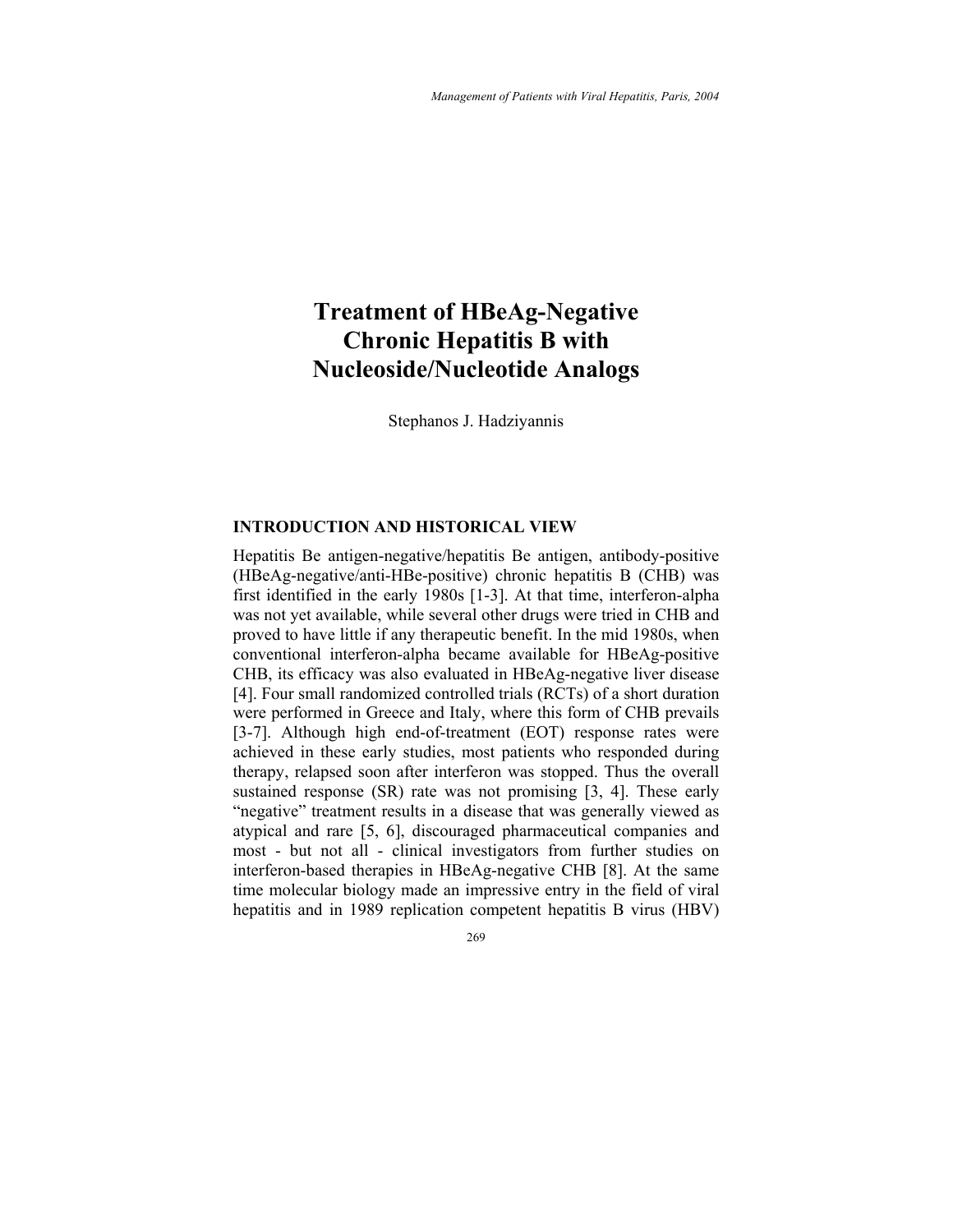# Treatment of HBeAg-Negative Chronic Hepatitis B with Nucleoside/Nucleotide Analogs

Stephanos J. Hadziyannis

## INTRODUCTION AND HISTORICAL VIEW

Hepatitis Be antigen-negative/hepatitis Be antigen, antibody-positive (HBeAg-negative/anti-HBe-positive) chronic hepatitis B (CHB) was first identified in the early 1980s [1-3]. At that time, interferon-alpha was not yet available, while several other drugs were tried in CHB and proved to have little if any therapeutic benefit. In the mid 1980s, when conventional interferon-alpha became available for HBeAg-positive CHB, its efficacy was also evaluated in HBeAg-negative liver disease [4]. Four small randomized controlled trials (RCTs) of a short duration were performed in Greece and Italy, where this form of CHB prevails [3-7]. Although high end-of-treatment (EOT) response rates were achieved in these early studies, most patients who responded during therapy, relapsed soon after interferon was stopped. Thus the overall sustained response (SR) rate was not promising [3, 4]. These early "negative" treatment results in a disease that was generally viewed as atypical and rare [5, 6], discouraged pharmaceutical companies and most - but not all - clinical investigators from further studies on interferon-based therapies in HBeAg-negative CHB [8]. At the same time molecular biology made an impressive entry in the field of viral hepatitis and in 1989 replication competent hepatitis B virus (HBV)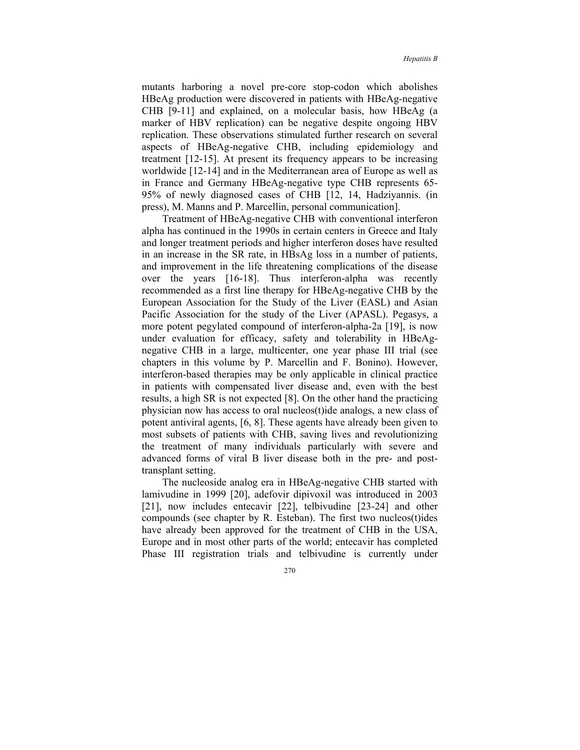mutants harboring a novel pre-core stop-codon which abolishes HBeAg production were discovered in patients with HBeAg-negative CHB [9-11] and explained, on a molecular basis, how HBeAg (a marker of HBV replication) can be negative despite ongoing HBV replication. These observations stimulated further research on several aspects of HBeAg-negative CHB, including epidemiology and treatment [12-15]. At present its frequency appears to be increasing worldwide [12-14] and in the Mediterranean area of Europe as well as in France and Germany HBeAg-negative type CHB represents 65-95% of newly diagnosed cases of CHB [12, 14, Hadziyannis. (in press), M. Manns and P. Marcellin, personal communication].

Treatment of HBeAg-negative CHB with conventional interferon alpha has continued in the 1990s in certain centers in Greece and Italy and longer treatment periods and higher interferon doses have resulted in an increase in the SR rate, in HBsAg loss in a number of patients, and improvement in the life threatening complications of the disease over the years [16-18]. Thus interferon-alpha was recently recommended as a first line therapy for HBeAg-negative CHB by the European Association for the Study of the Liver (EASL) and Asian Pacific Association for the study of the Liver (APASL). Pegasys, a more potent pegylated compound of interferon-alpha-2a [19], is now under evaluation for efficacy, safety and tolerability in HBeAg-negative CHB in a large, multicenter, one year phase III trial (see chapters in this volume by P. Marcellin and F. Bonino). However, interferon-based therapies may be only applicable in clinical practice in patients with compensated liver disease and, even with the best results, a high SR is not expected [8]. On the other hand the practicing physician now has access to oral nucleos(t)ide analogs, a new class of potent antiviral agents, [6, 8]. These agents have already been given to most subsets of patients with CHB, saving lives and revolutionizing the treatment of many individuals particularly with severe and advanced forms of viral B liver disease both in the pre- and post-transplant setting.

The nucleoside analog era in HBeAg-negative CHB started with lamivudine in 1999 [20], adefovir dipivoxil was introduced in 2003 [21], now includes entecavir [22], telbivudine [23-24] and other compounds (see chapter by R. Esteban). The first two nucleos(t)ides have already been approved for the treatment of CHB in the USA, Europe and in most other parts of the world; entecavir has completed Phase III registration trials and telbivudine is currently under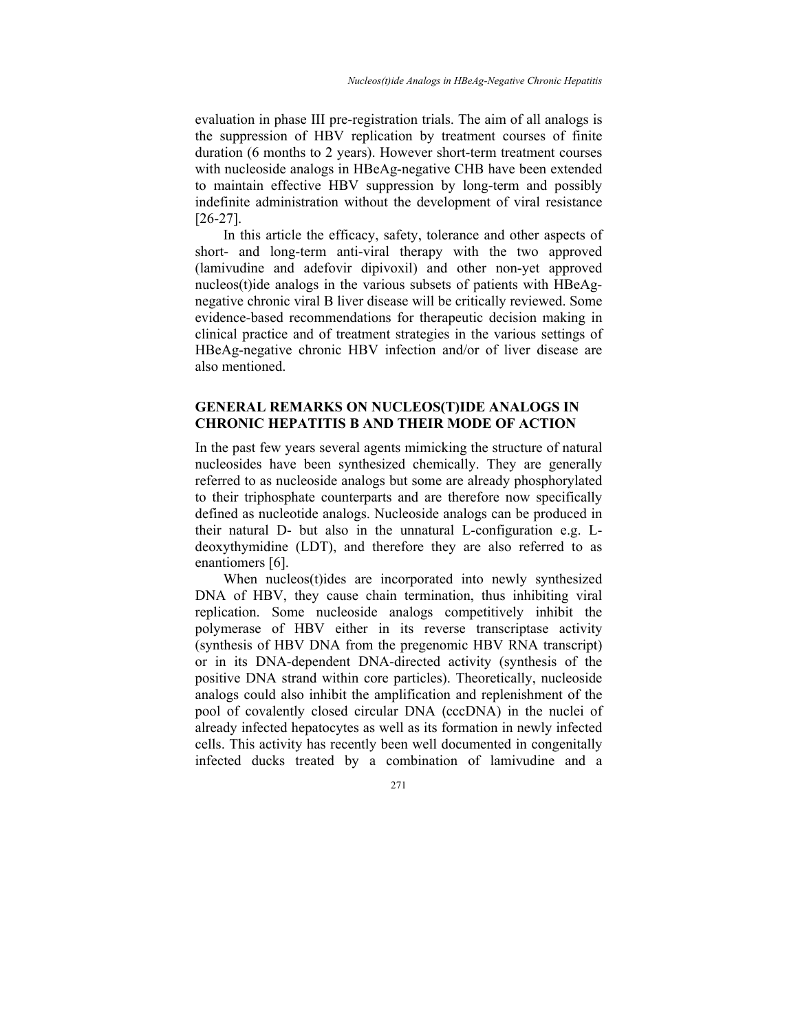evaluation in phase III pre-registration trials. The aim of all analogs is the suppression of HBV replication by treatment courses of finite duration (6 months to 2 years). However short-term treatment courses with nucleoside analogs in HBeAg-negative CHB have been extended to maintain effective HBV suppression by long-term and possibly indefinite administration without the development of viral resistance [26-27].

In this article the efficacy, safety, tolerance and other aspects of short- and long-term anti-viral therapy with the two approved (lamivudine and adefovir dipivoxil) and other non-yet approved nucleos(t)ide analogs in the various subsets of patients with HBeAg-negative chronic viral B liver disease will be critically reviewed. Some evidence-based recommendations for therapeutic decision making in clinical practice and of treatment strategies in the various settings of HBeAg-negative chronic HBV infection and/or of liver disease are also mentioned.

## GENERAL REMARKS ON NUCLEOS(T)IDE ANALOGS IN CHRONIC HEPATITIS B AND THEIR MODE OF ACTION

In the past few years several agents mimicking the structure of natural nucleosides have been synthesized chemically. They are generally referred to as nucleoside analogs but some are already phosphorylated to their triphosphate counterparts and are therefore now specifically defined as nucleotide analogs. Nucleoside analogs can be produced in their natural D- but also in the unnatural L-configuration e.g. L-deoxythymidine (LDT), and therefore they are also referred to as enantiomers [6].

When nucleos(t)ides are incorporated into newly synthesized DNA of HBV, they cause chain termination, thus inhibiting viral replication. Some nucleoside analogs competitively inhibit the polymerase of HBV either in its reverse transcriptase activity (synthesis of HBV DNA from the pregenomic HBV RNA transcript) or in its DNA-dependent DNA-directed activity (synthesis of the positive DNA strand within core particles). Theoretically, nucleoside analogs could also inhibit the amplification and replenishment of the pool of covalently closed circular DNA (cccDNA) in the nuclei of already infected hepatocytes as well as its formation in newly infected cells. This activity has recently been well documented in congenitally infected ducks treated by a combination of lamivudine and a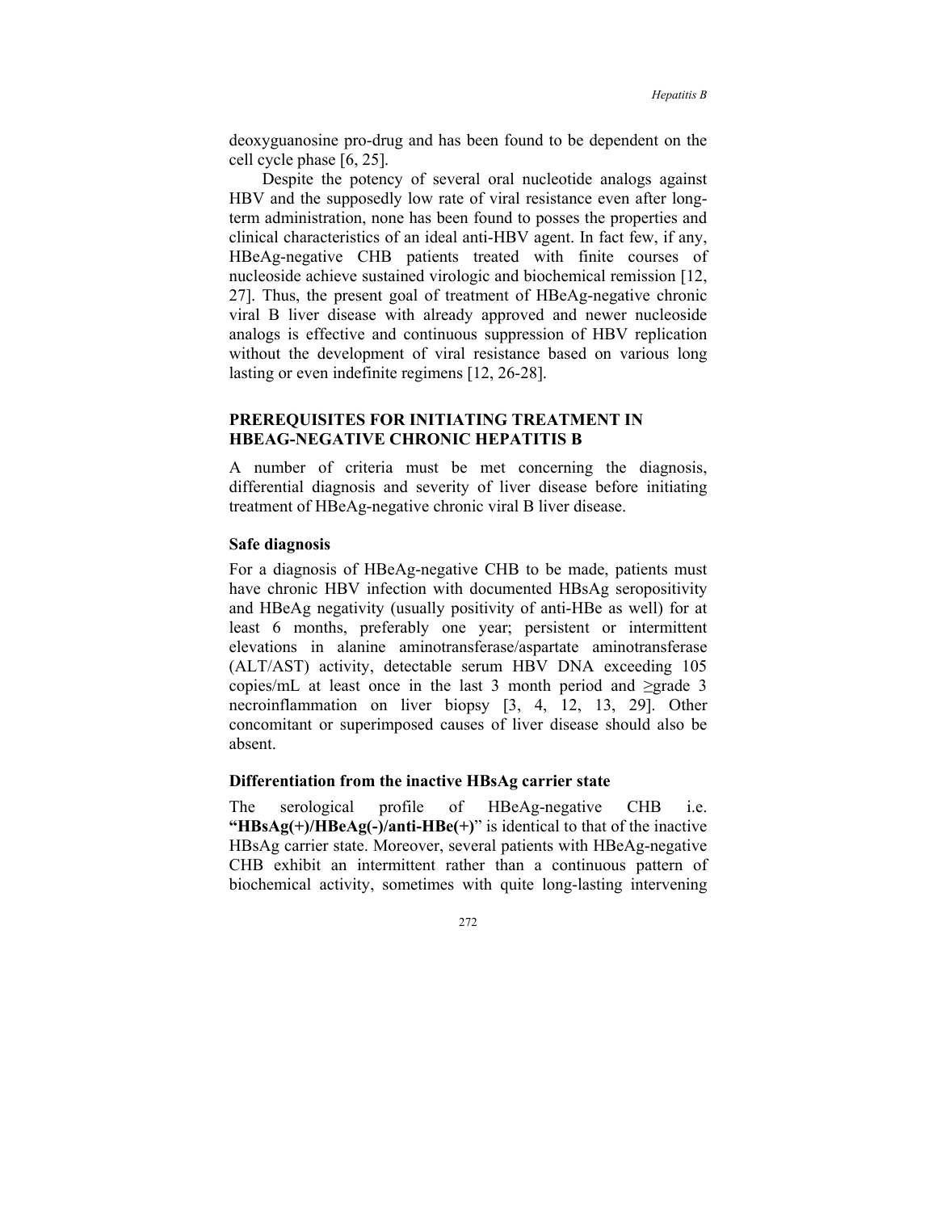deoxyguanosine pro-drug and has been found to be dependent on the cell cycle phase [6, 25].

Despite the potency of several oral nucleotide analogs against HBV and the supposedly low rate of viral resistance even after long-term administration, none has been found to posses the properties and clinical characteristics of an ideal anti-HBV agent. In fact few, if any, HBeAg-negative CHB patients treated with finite courses of nucleoside achieve sustained virologic and biochemical remission [12, 27]. Thus, the present goal of treatment of HBeAg-negative chronic viral B liver disease with already approved and newer nucleoside analogs is effective and continuous suppression of HBV replication without the development of viral resistance based on various long lasting or even indefinite regimens [12, 26-28].

## PREREQUISITES FOR INITIATING TREATMENT IN HBEAG-NEGATIVE CHRONIC HEPATITIS B

A number of criteria must be met concerning the diagnosis, differential diagnosis and severity of liver disease before initiating treatment of HBeAg-negative chronic viral B liver disease.

### Safe diagnosis

For a diagnosis of HBeAg-negative CHB to be made, patients must have chronic HBV infection with documented HBsAg seropositivity and HBeAg negativity (usually positivity of anti-HBe as well) for at least 6 months, preferably one year; persistent or intermittent elevations in alanine aminotransferase/aspartate aminotransferase (ALT/AST) activity, detectable serum HBV DNA exceeding 105 copies/mL at least once in the last 3 month period and ≥grade 3 necroinflammation on liver biopsy [3, 4, 12, 13, 29]. Other concomitant or superimposed causes of liver disease should also be absent.

### Differentiation from the inactive HBsAg carrier state

The serological profile of HBeAg-negative CHB i.e. **"HBsAg(+)/HBeAg(-)/anti-HBe(+)**" is identical to that of the inactive HBsAg carrier state. Moreover, several patients with HBeAg-negative CHB exhibit an intermittent rather than a continuous pattern of biochemical activity, sometimes with quite long-lasting intervening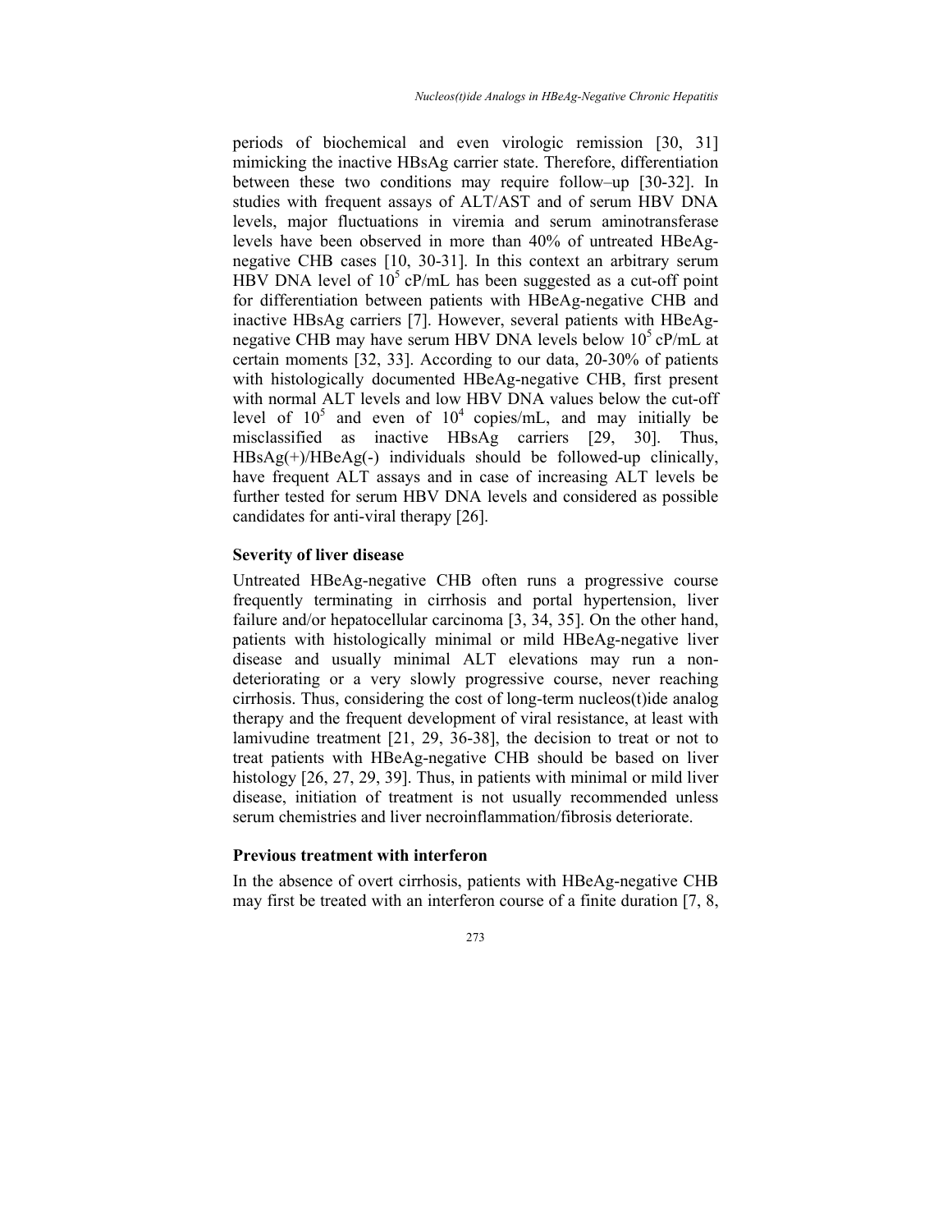periods of biochemical and even virologic remission [30, 31] mimicking the inactive HBsAg carrier state. Therefore, differentiation between these two conditions may require follow–up [30-32]. In studies with frequent assays of ALT/AST and of serum HBV DNA levels, major fluctuations in viremia and serum aminotransferase levels have been observed in more than 40% of untreated HBeAg-negative CHB cases [10, 30-31]. In this context an arbitrary serum HBV DNA level of $10^5$ cP/mL has been suggested as a cut-off point for differentiation between patients with HBeAg-negative CHB and inactive HBsAg carriers [7]. However, several patients with HBeAg-negative CHB may have serum HBV DNA levels below $10^5$ cP/mL at certain moments [32, 33]. According to our data, 20-30% of patients with histologically documented HBeAg-negative CHB, first present with normal ALT levels and low HBV DNA values below the cut-off level of $10^5$ and even of $10^4$ copies/mL, and may initially be misclassified as inactive HBsAg carriers [29, 30]. Thus, HBsAg(+)/HBeAg(-) individuals should be followed-up clinically, have frequent ALT assays and in case of increasing ALT levels be further tested for serum HBV DNA levels and considered as possible candidates for anti-viral therapy [26].

### Severity of liver disease

Untreated HBeAg-negative CHB often runs a progressive course frequently terminating in cirrhosis and portal hypertension, liver failure and/or hepatocellular carcinoma [3, 34, 35]. On the other hand, patients with histologically minimal or mild HBeAg-negative liver disease and usually minimal ALT elevations may run a non-deteriorating or a very slowly progressive course, never reaching cirrhosis. Thus, considering the cost of long-term nucleos(t)ide analog therapy and the frequent development of viral resistance, at least with lamivudine treatment [21, 29, 36-38], the decision to treat or not to treat patients with HBeAg-negative CHB should be based on liver histology [26, 27, 29, 39]. Thus, in patients with minimal or mild liver disease, initiation of treatment is not usually recommended unless serum chemistries and liver necroinflammation/fibrosis deteriorate.

### Previous treatment with interferon

In the absence of overt cirrhosis, patients with HBeAg-negative CHB may first be treated with an interferon course of a finite duration [7, 8,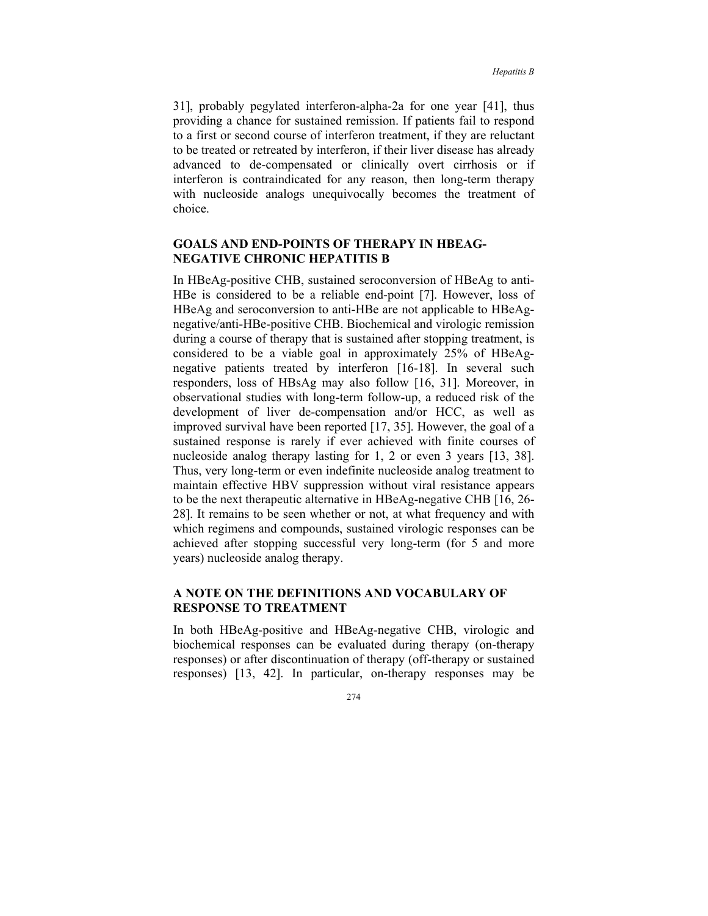31], probably pegylated interferon-alpha-2a for one year [41], thus providing a chance for sustained remission. If patients fail to respond to a first or second course of interferon treatment, if they are reluctant to be treated or retreated by interferon, if their liver disease has already advanced to de-compensated or clinically overt cirrhosis or if interferon is contraindicated for any reason, then long-term therapy with nucleoside analogs unequivocally becomes the treatment of choice.

## GOALS AND END-POINTS OF THERAPY IN HBEAG-NEGATIVE CHRONIC HEPATITIS B

In HBeAg-positive CHB, sustained seroconversion of HBeAg to anti-HBe is considered to be a reliable end-point [7]. However, loss of HBeAg and seroconversion to anti-HBe are not applicable to HBeAg-negative/anti-HBe-positive CHB. Biochemical and virologic remission during a course of therapy that is sustained after stopping treatment, is considered to be a viable goal in approximately 25% of HBeAg-negative patients treated by interferon [16-18]. In several such responders, loss of HBsAg may also follow [16, 31]. Moreover, in observational studies with long-term follow-up, a reduced risk of the development of liver de-compensation and/or HCC, as well as improved survival have been reported [17, 35]. However, the goal of a sustained response is rarely if ever achieved with finite courses of nucleoside analog therapy lasting for 1, 2 or even 3 years [13, 38]. Thus, very long-term or even indefinite nucleoside analog treatment to maintain effective HBV suppression without viral resistance appears to be the next therapeutic alternative in HBeAg-negative CHB [16, 26-28]. It remains to be seen whether or not, at what frequency and with which regimens and compounds, sustained virologic responses can be achieved after stopping successful very long-term (for 5 and more years) nucleoside analog therapy.

## A NOTE ON THE DEFINITIONS AND VOCABULARY OF RESPONSE TO TREATMENT

In both HBeAg-positive and HBeAg-negative CHB, virologic and biochemical responses can be evaluated during therapy (on-therapy responses) or after discontinuation of therapy (off-therapy or sustained responses) [13, 42]. In particular, on-therapy responses may be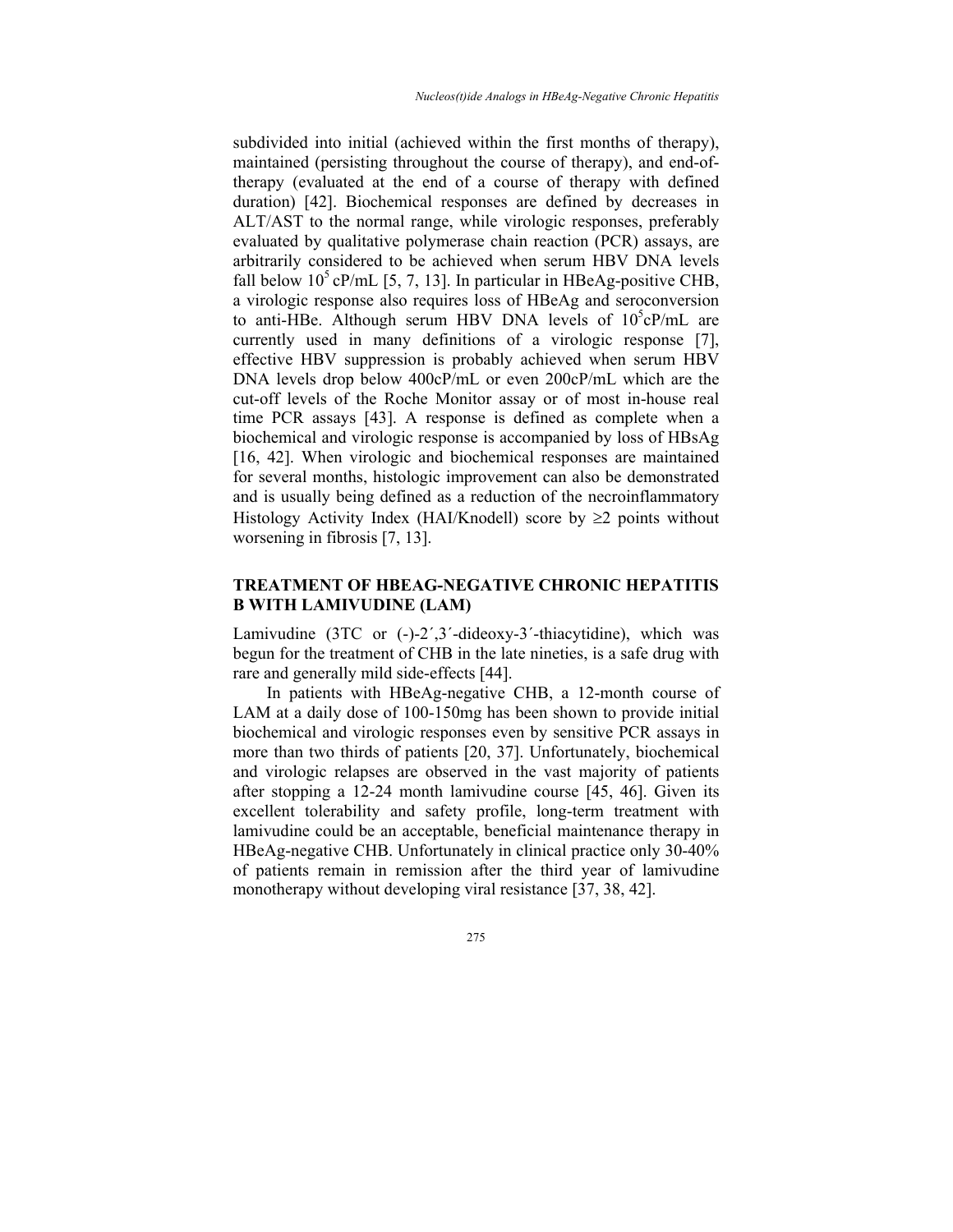subdivided into initial (achieved within the first months of therapy), maintained (persisting throughout the course of therapy), and end-of-therapy (evaluated at the end of a course of therapy with defined duration) [42]. Biochemical responses are defined by decreases in ALT/AST to the normal range, while virologic responses, preferably evaluated by qualitative polymerase chain reaction (PCR) assays, are arbitrarily considered to be achieved when serum HBV DNA levels fall below $10^5$ cP/mL [5, 7, 13]. In particular in HBeAg-positive CHB, a virologic response also requires loss of HBeAg and seroconversion to anti-HBe. Although serum HBV DNA levels of $10^5$cP/mL are currently used in many definitions of a virologic response [7], effective HBV suppression is probably achieved when serum HBV DNA levels drop below 400cP/mL or even 200cP/mL which are the cut-off levels of the Roche Monitor assay or of most in-house real time PCR assays [43]. A response is defined as complete when a biochemical and virologic response is accompanied by loss of HBsAg [16, 42]. When virologic and biochemical responses are maintained for several months, histologic improvement can also be demonstrated and is usually being defined as a reduction of the necroinflammatory Histology Activity Index (HAI/Knodell) score by $\geq 2$ points without worsening in fibrosis [7, 13].

## TREATMENT OF HBEAG-NEGATIVE CHRONIC HEPATITIS B WITH LAMIVUDINE (LAM)

Lamivudine (3TC or (-)-2´,3´-dideoxy-3´-thiacytidine), which was begun for the treatment of CHB in the late nineties, is a safe drug with rare and generally mild side-effects [44].

In patients with HBeAg-negative CHB, a 12-month course of LAM at a daily dose of 100-150mg has been shown to provide initial biochemical and virologic responses even by sensitive PCR assays in more than two thirds of patients [20, 37]. Unfortunately, biochemical and virologic relapses are observed in the vast majority of patients after stopping a 12-24 month lamivudine course [45, 46]. Given its excellent tolerability and safety profile, long-term treatment with lamivudine could be an acceptable, beneficial maintenance therapy in HBeAg-negative CHB. Unfortunately in clinical practice only 30-40% of patients remain in remission after the third year of lamivudine monotherapy without developing viral resistance [37, 38, 42].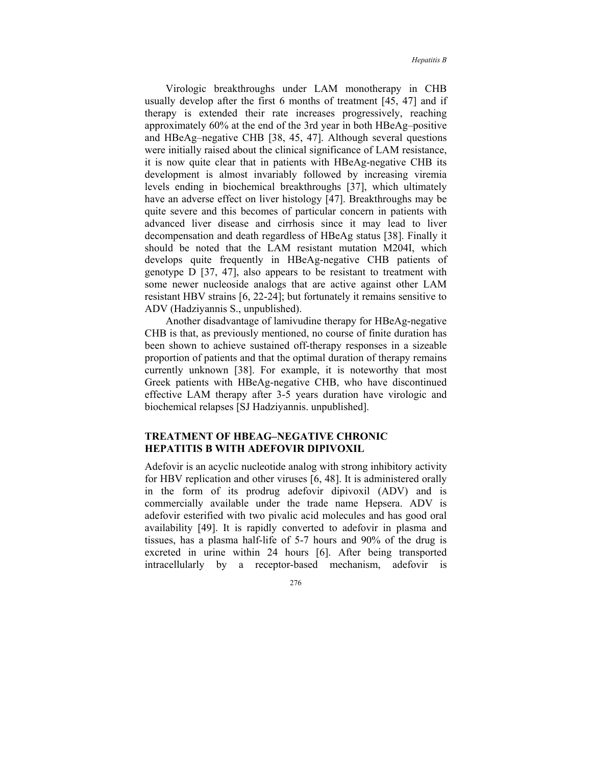Virologic breakthroughs under LAM monotherapy in CHB usually develop after the first 6 months of treatment [45, 47] and if therapy is extended their rate increases progressively, reaching approximately 60% at the end of the 3rd year in both HBeAg–positive and HBeAg–negative CHB [38, 45, 47]. Although several questions were initially raised about the clinical significance of LAM resistance, it is now quite clear that in patients with HBeAg-negative CHB its development is almost invariably followed by increasing viremia levels ending in biochemical breakthroughs [37], which ultimately have an adverse effect on liver histology [47]. Breakthroughs may be quite severe and this becomes of particular concern in patients with advanced liver disease and cirrhosis since it may lead to liver decompensation and death regardless of HBeAg status [38]. Finally it should be noted that the LAM resistant mutation M204I, which develops quite frequently in HBeAg-negative CHB patients of genotype D [37, 47], also appears to be resistant to treatment with some newer nucleoside analogs that are active against other LAM resistant HBV strains [6, 22-24]; but fortunately it remains sensitive to ADV (Hadziyannis S., unpublished).

Another disadvantage of lamivudine therapy for HBeAg-negative CHB is that, as previously mentioned, no course of finite duration has been shown to achieve sustained off-therapy responses in a sizeable proportion of patients and that the optimal duration of therapy remains currently unknown [38]. For example, it is noteworthy that most Greek patients with HBeAg-negative CHB, who have discontinued effective LAM therapy after 3-5 years duration have virologic and biochemical relapses [SJ Hadziyannis. unpublished].

## TREATMENT OF HBEAG–NEGATIVE CHRONIC HEPATITIS B WITH ADEFOVIR DIPIVOXIL

Adefovir is an acyclic nucleotide analog with strong inhibitory activity for HBV replication and other viruses [6, 48]. It is administered orally in the form of its prodrug adefovir dipivoxil (ADV) and is commercially available under the trade name Hepsera. ADV is adefovir esterified with two pivalic acid molecules and has good oral availability [49]. It is rapidly converted to adefovir in plasma and tissues, has a plasma half-life of 5-7 hours and 90% of the drug is excreted in urine within 24 hours [6]. After being transported intracellularly by a receptor-based mechanism, adefovir is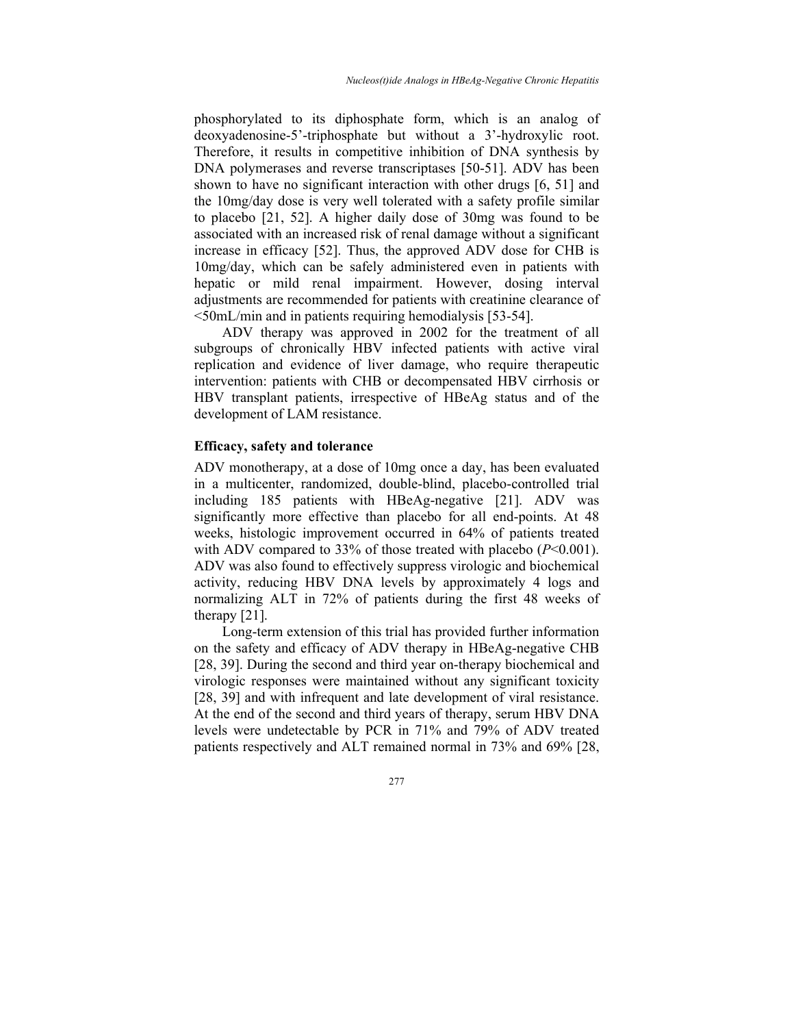phosphorylated to its diphosphate form, which is an analog of deoxyadenosine-5'-triphosphate but without a 3'-hydroxylic root. Therefore, it results in competitive inhibition of DNA synthesis by DNA polymerases and reverse transcriptases [50-51]. ADV has been shown to have no significant interaction with other drugs [6, 51] and the 10mg/day dose is very well tolerated with a safety profile similar to placebo [21, 52]. A higher daily dose of 30mg was found to be associated with an increased risk of renal damage without a significant increase in efficacy [52]. Thus, the approved ADV dose for CHB is 10mg/day, which can be safely administered even in patients with hepatic or mild renal impairment. However, dosing interval adjustments are recommended for patients with creatinine clearance of <50mL/min and in patients requiring hemodialysis [53-54].

ADV therapy was approved in 2002 for the treatment of all subgroups of chronically HBV infected patients with active viral replication and evidence of liver damage, who require therapeutic intervention: patients with CHB or decompensated HBV cirrhosis or HBV transplant patients, irrespective of HBeAg status and of the development of LAM resistance.

### Efficacy, safety and tolerance

ADV monotherapy, at a dose of 10mg once a day, has been evaluated in a multicenter, randomized, double-blind, placebo-controlled trial including 185 patients with HBeAg-negative [21]. ADV was significantly more effective than placebo for all end-points. At 48 weeks, histologic improvement occurred in 64% of patients treated with ADV compared to 33% of those treated with placebo ($P$<0.001). ADV was also found to effectively suppress virologic and biochemical activity, reducing HBV DNA levels by approximately 4 logs and normalizing ALT in 72% of patients during the first 48 weeks of therapy [21].

Long-term extension of this trial has provided further information on the safety and efficacy of ADV therapy in HBeAg-negative CHB [28, 39]. During the second and third year on-therapy biochemical and virologic responses were maintained without any significant toxicity [28, 39] and with infrequent and late development of viral resistance. At the end of the second and third years of therapy, serum HBV DNA levels were undetectable by PCR in 71% and 79% of ADV treated patients respectively and ALT remained normal in 73% and 69% [28,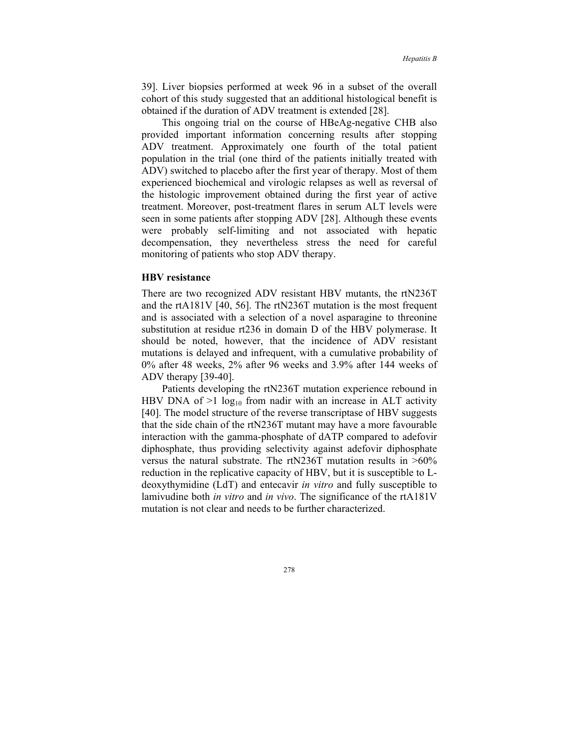39]. Liver biopsies performed at week 96 in a subset of the overall cohort of this study suggested that an additional histological benefit is obtained if the duration of ADV treatment is extended [28].

This ongoing trial on the course of HBeAg-negative CHB also provided important information concerning results after stopping ADV treatment. Approximately one fourth of the total patient population in the trial (one third of the patients initially treated with ADV) switched to placebo after the first year of therapy. Most of them experienced biochemical and virologic relapses as well as reversal of the histologic improvement obtained during the first year of active treatment. Moreover, post-treatment flares in serum ALT levels were seen in some patients after stopping ADV [28]. Although these events were probably self-limiting and not associated with hepatic decompensation, they nevertheless stress the need for careful monitoring of patients who stop ADV therapy.

**HBV resistance**

There are two recognized ADV resistant HBV mutants, the rtN236T and the rtA181V [40, 56]. The rtN236T mutation is the most frequent and is associated with a selection of a novel asparagine to threonine substitution at residue rt236 in domain D of the HBV polymerase. It should be noted, however, that the incidence of ADV resistant mutations is delayed and infrequent, with a cumulative probability of 0% after 48 weeks, 2% after 96 weeks and 3.9% after 144 weeks of ADV therapy [39-40].

Patients developing the rtN236T mutation experience rebound in HBV DNA of >1 $\log_{10}$ from nadir with an increase in ALT activity [40]. The model structure of the reverse transcriptase of HBV suggests that the side chain of the rtN236T mutant may have a more favourable interaction with the gamma-phosphate of dATP compared to adefovir diphosphate, thus providing selectivity against adefovir diphosphate versus the natural substrate. The rtN236T mutation results in >60% reduction in the replicative capacity of HBV, but it is susceptible to L-deoxythymidine (LdT) and entecavir *in vitro* and fully susceptible to lamivudine both *in vitro* and *in vivo*. The significance of the rtA181V mutation is not clear and needs to be further characterized.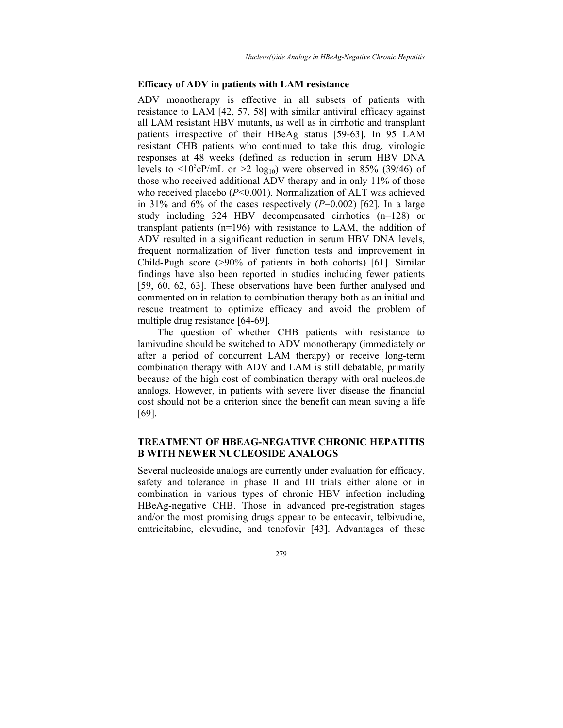### Efficacy of ADV in patients with LAM resistance

ADV monotherapy is effective in all subsets of patients with resistance to LAM [42, 57, 58] with similar antiviral efficacy against all LAM resistant HBV mutants, as well as in cirrhotic and transplant patients irrespective of their HBeAg status [59-63]. In 95 LAM resistant CHB patients who continued to take this drug, virologic responses at 48 weeks (defined as reduction in serum HBV DNA levels to $<10^5$cP/mL or $>2$ $\log_{10}$) were observed in 85% (39/46) of those who received additional ADV therapy and in only 11% of those who received placebo ($P<0.001$). Normalization of ALT was achieved in 31% and 6% of the cases respectively ($P=0.002$) [62]. In a large study including 324 HBV decompensated cirrhotics (n=128) or transplant patients (n=196) with resistance to LAM, the addition of ADV resulted in a significant reduction in serum HBV DNA levels, frequent normalization of liver function tests and improvement in Child-Pugh score (>90% of patients in both cohorts) [61]. Similar findings have also been reported in studies including fewer patients [59, 60, 62, 63]. These observations have been further analysed and commented on in relation to combination therapy both as an initial and rescue treatment to optimize efficacy and avoid the problem of multiple drug resistance [64-69].

The question of whether CHB patients with resistance to lamivudine should be switched to ADV monotherapy (immediately or after a period of concurrent LAM therapy) or receive long-term combination therapy with ADV and LAM is still debatable, primarily because of the high cost of combination therapy with oral nucleoside analogs. However, in patients with severe liver disease the financial cost should not be a criterion since the benefit can mean saving a life [69].

## TREATMENT OF HBEAG-NEGATIVE CHRONIC HEPATITIS B WITH NEWER NUCLEOSIDE ANALOGS

Several nucleoside analogs are currently under evaluation for efficacy, safety and tolerance in phase II and III trials either alone or in combination in various types of chronic HBV infection including HBeAg-negative CHB. Those in advanced pre-registration stages and/or the most promising drugs appear to be entecavir, telbivudine, emtricitabine, clevudine, and tenofovir [43]. Advantages of these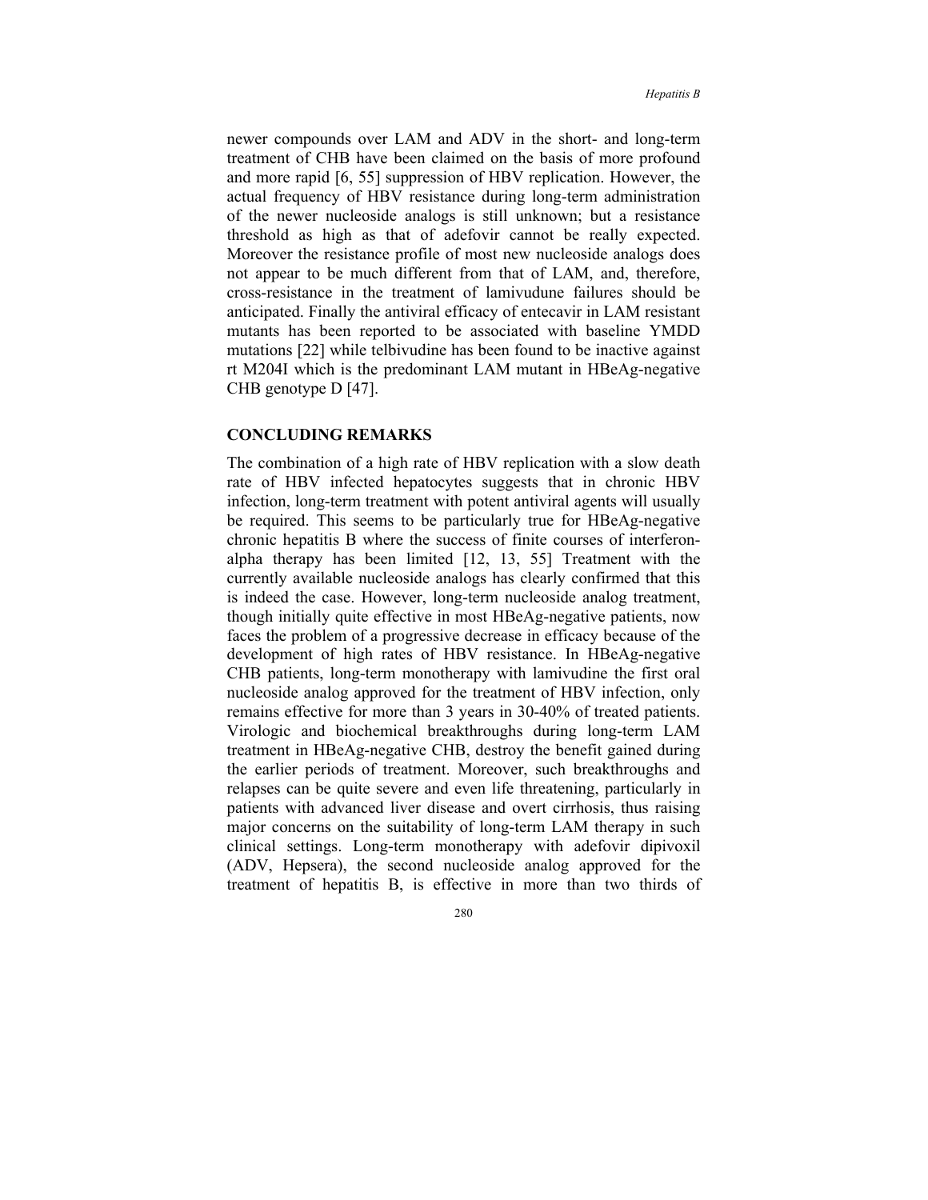newer compounds over LAM and ADV in the short- and long-term treatment of CHB have been claimed on the basis of more profound and more rapid [6, 55] suppression of HBV replication. However, the actual frequency of HBV resistance during long-term administration of the newer nucleoside analogs is still unknown; but a resistance threshold as high as that of adefovir cannot be really expected. Moreover the resistance profile of most new nucleoside analogs does not appear to be much different from that of LAM, and, therefore, cross-resistance in the treatment of lamivudune failures should be anticipated. Finally the antiviral efficacy of entecavir in LAM resistant mutants has been reported to be associated with baseline YMDD mutations [22] while telbivudine has been found to be inactive against rt M204I which is the predominant LAM mutant in HBeAg-negative CHB genotype D [47].

## CONCLUDING REMARKS

The combination of a high rate of HBV replication with a slow death rate of HBV infected hepatocytes suggests that in chronic HBV infection, long-term treatment with potent antiviral agents will usually be required. This seems to be particularly true for HBeAg-negative chronic hepatitis B where the success of finite courses of interferon-alpha therapy has been limited [12, 13, 55] Treatment with the currently available nucleoside analogs has clearly confirmed that this is indeed the case. However, long-term nucleoside analog treatment, though initially quite effective in most HBeAg-negative patients, now faces the problem of a progressive decrease in efficacy because of the development of high rates of HBV resistance. In HBeAg-negative CHB patients, long-term monotherapy with lamivudine the first oral nucleoside analog approved for the treatment of HBV infection, only remains effective for more than 3 years in 30-40% of treated patients. Virologic and biochemical breakthroughs during long-term LAM treatment in HBeAg-negative CHB, destroy the benefit gained during the earlier periods of treatment. Moreover, such breakthroughs and relapses can be quite severe and even life threatening, particularly in patients with advanced liver disease and overt cirrhosis, thus raising major concerns on the suitability of long-term LAM therapy in such clinical settings. Long-term monotherapy with adefovir dipivoxil (ADV, Hepsera), the second nucleoside analog approved for the treatment of hepatitis B, is effective in more than two thirds of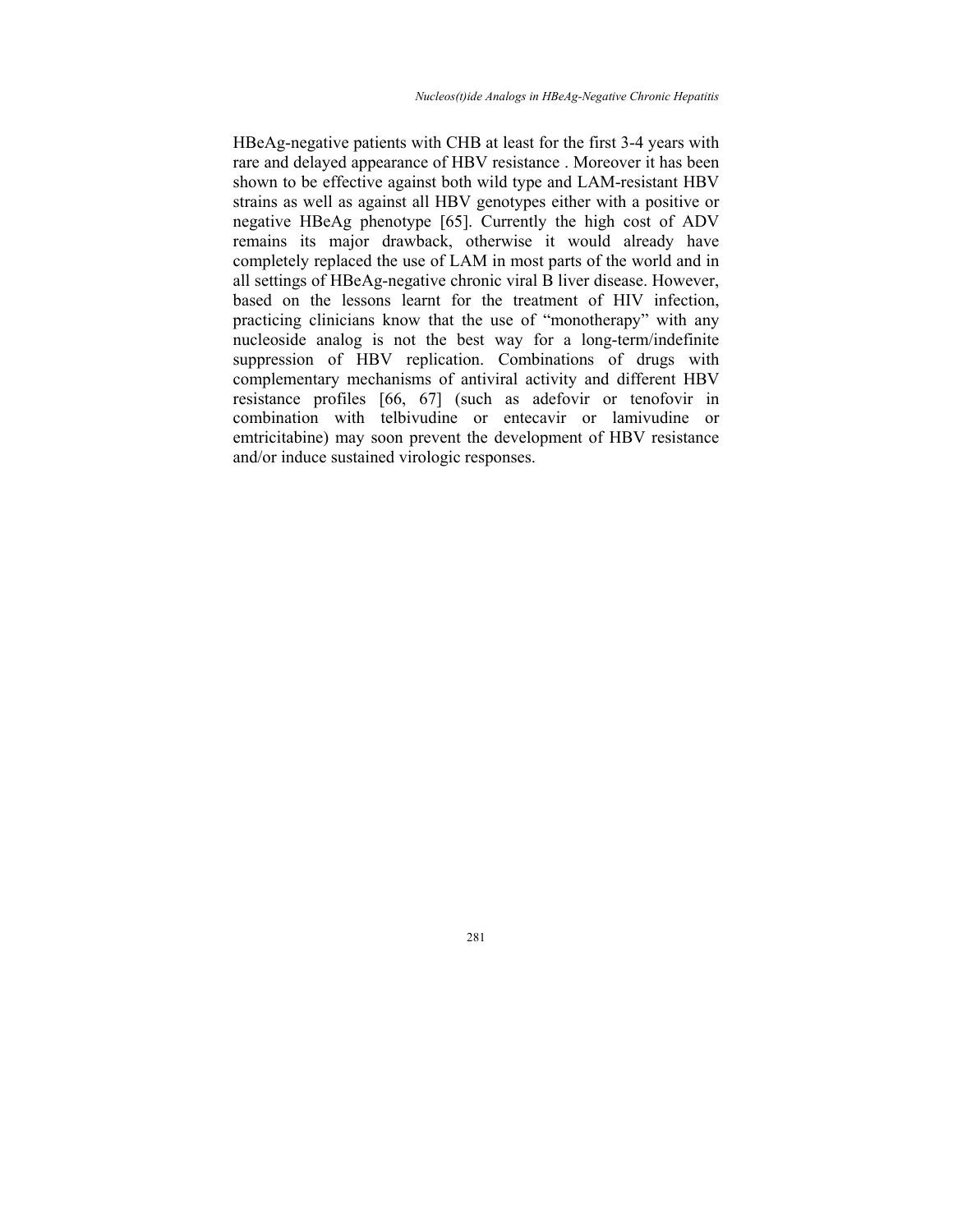HBeAg-negative patients with CHB at least for the first 3-4 years with rare and delayed appearance of HBV resistance . Moreover it has been shown to be effective against both wild type and LAM-resistant HBV strains as well as against all HBV genotypes either with a positive or negative HBeAg phenotype [65]. Currently the high cost of ADV remains its major drawback, otherwise it would already have completely replaced the use of LAM in most parts of the world and in all settings of HBeAg-negative chronic viral B liver disease. However, based on the lessons learnt for the treatment of HIV infection, practicing clinicians know that the use of "monotherapy" with any nucleoside analog is not the best way for a long-term/indefinite suppression of HBV replication. Combinations of drugs with complementary mechanisms of antiviral activity and different HBV resistance profiles [66, 67] (such as adefovir or tenofovir in combination with telbivudine or entecavir or lamivudine or emtricitabine) may soon prevent the development of HBV resistance and/or induce sustained virologic responses.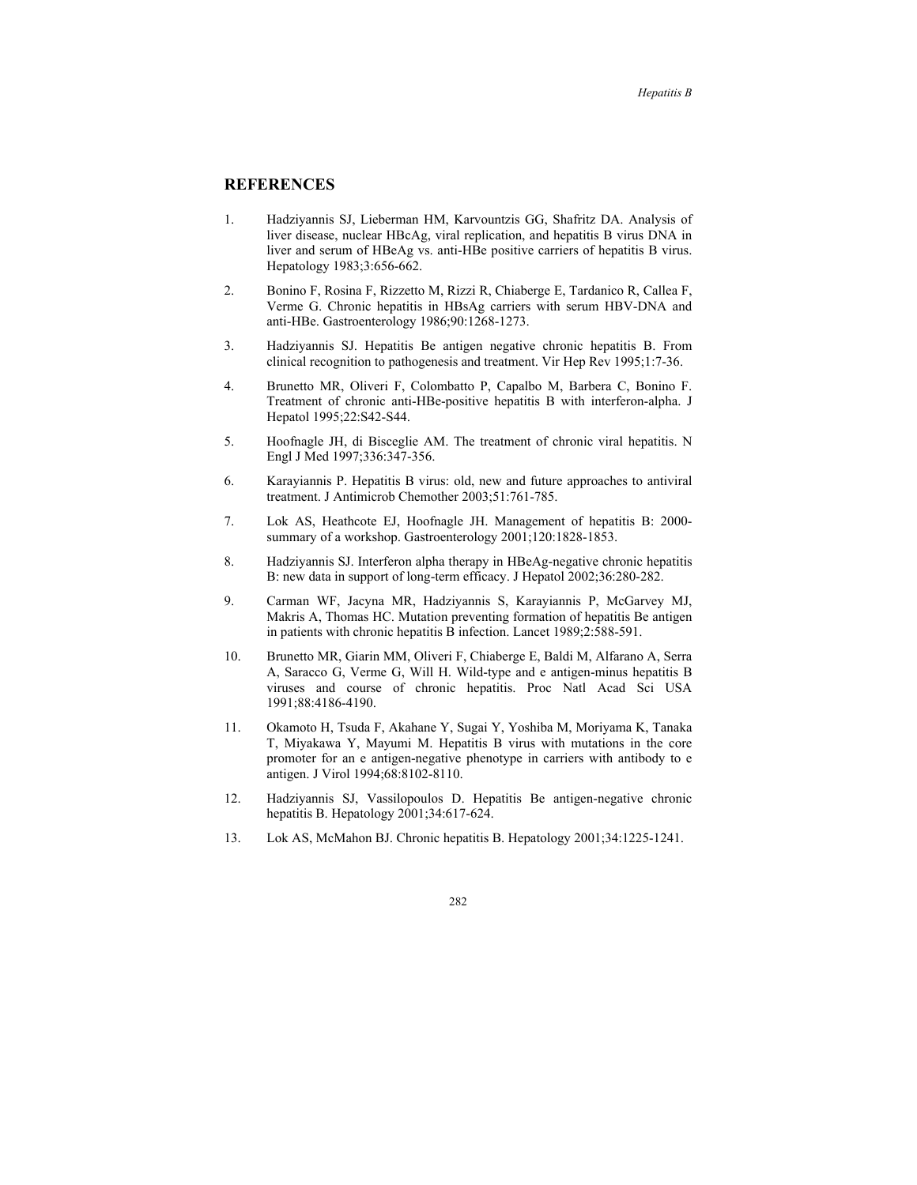## REFERENCES

1. Hadziyannis SJ, Lieberman HM, Karvountzis GG, Shafritz DA. Analysis of liver disease, nuclear HBcAg, viral replication, and hepatitis B virus DNA in liver and serum of HBeAg vs. anti-HBe positive carriers of hepatitis B virus. Hepatology 1983;3:656-662.

2. Bonino F, Rosina F, Rizzetto M, Rizzi R, Chiaberge E, Tardanico R, Callea F, Verme G. Chronic hepatitis in HBsAg carriers with serum HBV-DNA and anti-HBe. Gastroenterology 1986;90:1268-1273.

3. Hadziyannis SJ. Hepatitis Be antigen negative chronic hepatitis B. From clinical recognition to pathogenesis and treatment. Vir Hep Rev 1995;1:7-36.

4. Brunetto MR, Oliveri F, Colombatto P, Capalbo M, Barbera C, Bonino F. Treatment of chronic anti-HBe-positive hepatitis B with interferon-alpha. J Hepatol 1995;22:S42-S44.

5. Hoofnagle JH, di Bisceglie AM. The treatment of chronic viral hepatitis. N Engl J Med 1997;336:347-356.

6. Karayiannis P. Hepatitis B virus: old, new and future approaches to antiviral treatment. J Antimicrob Chemother 2003;51:761-785.

7. Lok AS, Heathcote EJ, Hoofnagle JH. Management of hepatitis B: 2000-summary of a workshop. Gastroenterology 2001;120:1828-1853.

8. Hadziyannis SJ. Interferon alpha therapy in HBeAg-negative chronic hepatitis B: new data in support of long-term efficacy. J Hepatol 2002;36:280-282.

9. Carman WF, Jacyna MR, Hadziyannis S, Karayiannis P, McGarvey MJ, Makris A, Thomas HC. Mutation preventing formation of hepatitis Be antigen in patients with chronic hepatitis B infection. Lancet 1989;2:588-591.

10. Brunetto MR, Giarin MM, Oliveri F, Chiaberge E, Baldi M, Alfarano A, Serra A, Saracco G, Verme G, Will H. Wild-type and e antigen-minus hepatitis B viruses and course of chronic hepatitis. Proc Natl Acad Sci USA 1991;88:4186-4190.

11. Okamoto H, Tsuda F, Akahane Y, Sugai Y, Yoshiba M, Moriyama K, Tanaka T, Miyakawa Y, Mayumi M. Hepatitis B virus with mutations in the core promoter for an e antigen-negative phenotype in carriers with antibody to e antigen. J Virol 1994;68:8102-8110.

12. Hadziyannis SJ, Vassilopoulos D. Hepatitis Be antigen-negative chronic hepatitis B. Hepatology 2001;34:617-624.

13. Lok AS, McMahon BJ. Chronic hepatitis B. Hepatology 2001;34:1225-1241.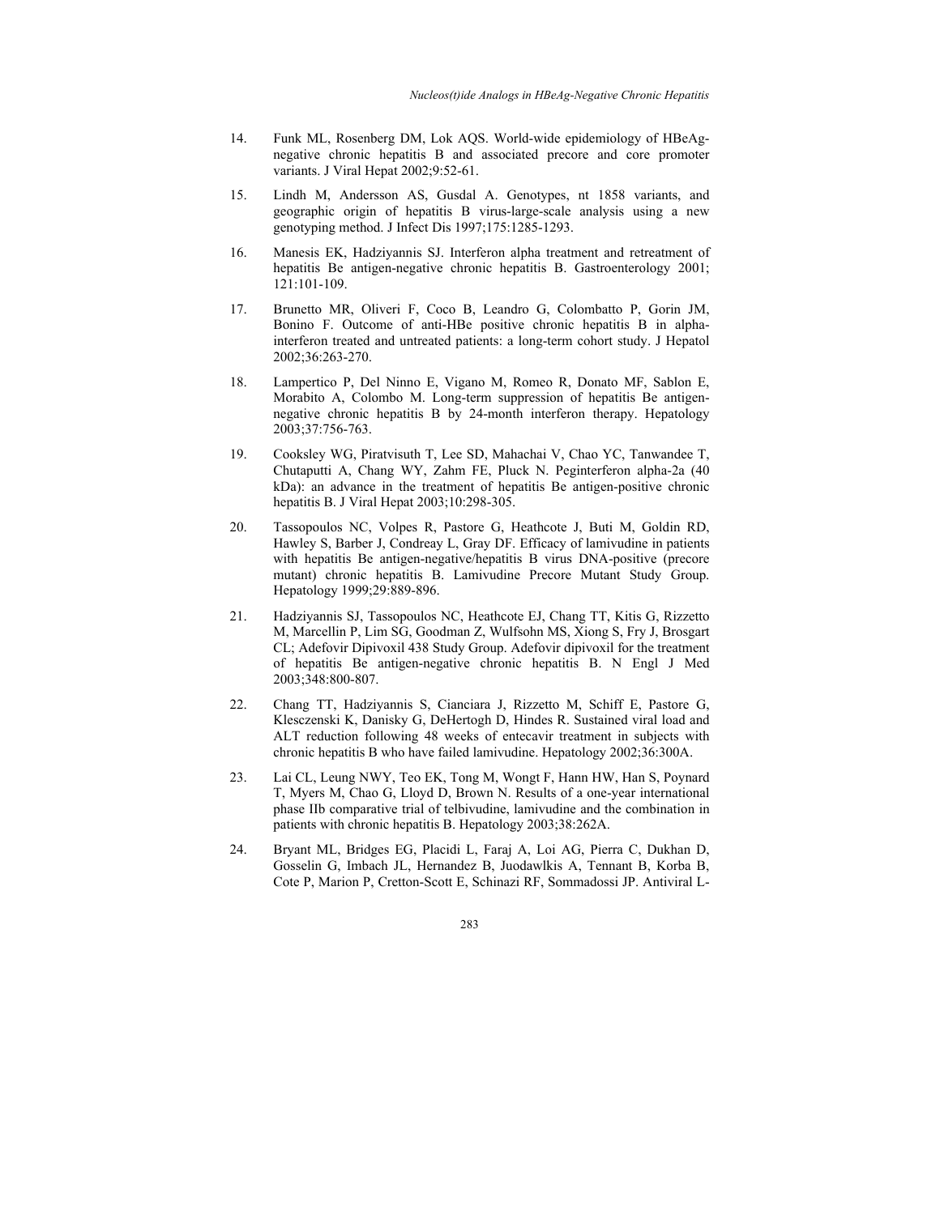14. Funk ML, Rosenberg DM, Lok AQS. World-wide epidemiology of HBeAg-negative chronic hepatitis B and associated precore and core promoter variants. J Viral Hepat 2002;9:52-61.

15. Lindh M, Andersson AS, Gusdal A. Genotypes, nt 1858 variants, and geographic origin of hepatitis B virus-large-scale analysis using a new genotyping method. J Infect Dis 1997;175:1285-1293.

16. Manesis EK, Hadziyannis SJ. Interferon alpha treatment and retreatment of hepatitis Be antigen-negative chronic hepatitis B. Gastroenterology 2001; 121:101-109.

17. Brunetto MR, Oliveri F, Coco B, Leandro G, Colombatto P, Gorin JM, Bonino F. Outcome of anti-HBe positive chronic hepatitis B in alpha-interferon treated and untreated patients: a long-term cohort study. J Hepatol 2002;36:263-270.

18. Lampertico P, Del Ninno E, Vigano M, Romeo R, Donato MF, Sablon E, Morabito A, Colombo M. Long-term suppression of hepatitis Be antigen-negative chronic hepatitis B by 24-month interferon therapy. Hepatology 2003;37:756-763.

19. Cooksley WG, Piratvisuth T, Lee SD, Mahachai V, Chao YC, Tanwandee T, Chutaputti A, Chang WY, Zahm FE, Pluck N. Peginterferon alpha-2a (40 kDa): an advance in the treatment of hepatitis Be antigen-positive chronic hepatitis B. J Viral Hepat 2003;10:298-305.

20. Tassopoulos NC, Volpes R, Pastore G, Heathcote J, Buti M, Goldin RD, Hawley S, Barber J, Condreay L, Gray DF. Efficacy of lamivudine in patients with hepatitis Be antigen-negative/hepatitis B virus DNA-positive (precore mutant) chronic hepatitis B. Lamivudine Precore Mutant Study Group. Hepatology 1999;29:889-896.

21. Hadziyannis SJ, Tassopoulos NC, Heathcote EJ, Chang TT, Kitis G, Rizzetto M, Marcellin P, Lim SG, Goodman Z, Wulfsohn MS, Xiong S, Fry J, Brosgart CL; Adefovir Dipivoxil 438 Study Group. Adefovir dipivoxil for the treatment of hepatitis Be antigen-negative chronic hepatitis B. N Engl J Med 2003;348:800-807.

22. Chang TT, Hadziyannis S, Cianciara J, Rizzetto M, Schiff E, Pastore G, Klesczenski K, Danisky G, DeHertogh D, Hindes R. Sustained viral load and ALT reduction following 48 weeks of entecavir treatment in subjects with chronic hepatitis B who have failed lamivudine. Hepatology 2002;36:300A.

23. Lai CL, Leung NWY, Teo EK, Tong M, Wongt F, Hann HW, Han S, Poynard T, Myers M, Chao G, Lloyd D, Brown N. Results of a one-year international phase IIb comparative trial of telbivudine, lamivudine and the combination in patients with chronic hepatitis B. Hepatology 2003;38:262A.

24. Bryant ML, Bridges EG, Placidi L, Faraj A, Loi AG, Pierra C, Dukhan D, Gosselin G, Imbach JL, Hernandez B, Juodawlkis A, Tennant B, Korba B, Cote P, Marion P, Cretton-Scott E, Schinazi RF, Sommadossi JP. Antiviral L-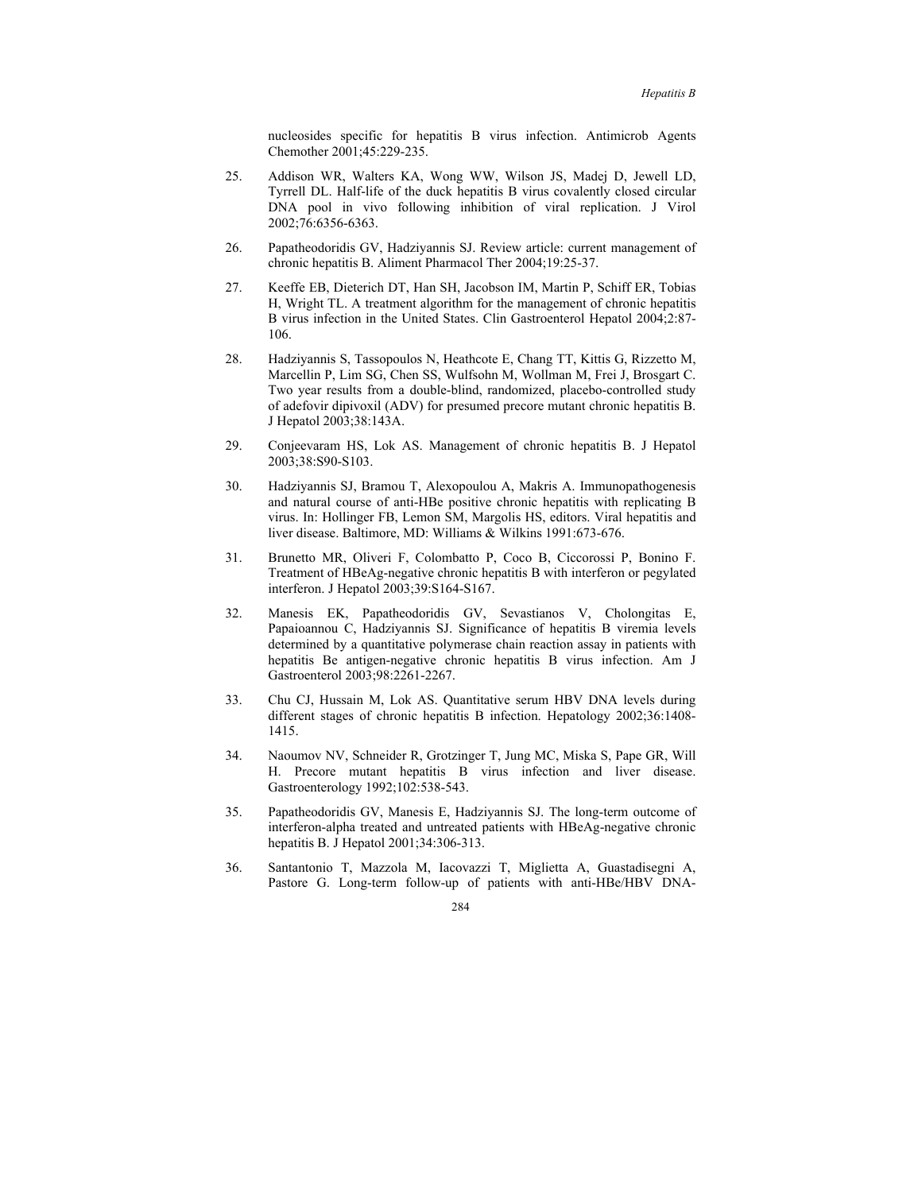nucleosides specific for hepatitis B virus infection. Antimicrob Agents Chemother 2001;45:229-235.

25. Addison WR, Walters KA, Wong WW, Wilson JS, Madej D, Jewell LD, Tyrrell DL. Half-life of the duck hepatitis B virus covalently closed circular DNA pool in vivo following inhibition of viral replication. J Virol 2002;76:6356-6363.

26. Papatheodoridis GV, Hadziyannis SJ. Review article: current management of chronic hepatitis B. Aliment Pharmacol Ther 2004;19:25-37.

27. Keeffe EB, Dieterich DT, Han SH, Jacobson IM, Martin P, Schiff ER, Tobias H, Wright TL. A treatment algorithm for the management of chronic hepatitis B virus infection in the United States. Clin Gastroenterol Hepatol 2004;2:87-106.

28. Hadziyannis S, Tassopoulos N, Heathcote E, Chang TT, Kittis G, Rizzetto M, Marcellin P, Lim SG, Chen SS, Wulfsohn M, Wollman M, Frei J, Brosgart C. Two year results from a double-blind, randomized, placebo-controlled study of adefovir dipivoxil (ADV) for presumed precore mutant chronic hepatitis B. J Hepatol 2003;38:143A.

29. Conjeevaram HS, Lok AS. Management of chronic hepatitis B. J Hepatol 2003;38:S90-S103.

30. Hadziyannis SJ, Bramou T, Alexopoulou A, Makris A. Immunopathogenesis and natural course of anti-HBe positive chronic hepatitis with replicating B virus. In: Hollinger FB, Lemon SM, Margolis HS, editors. Viral hepatitis and liver disease. Baltimore, MD: Williams & Wilkins 1991:673-676.

31. Brunetto MR, Oliveri F, Colombatto P, Coco B, Ciccorossi P, Bonino F. Treatment of HBeAg-negative chronic hepatitis B with interferon or pegylated interferon. J Hepatol 2003;39:S164-S167.

32. Manesis EK, Papatheodoridis GV, Sevastianos V, Cholongitas E, Papaioannou C, Hadziyannis SJ. Significance of hepatitis B viremia levels determined by a quantitative polymerase chain reaction assay in patients with hepatitis Be antigen-negative chronic hepatitis B virus infection. Am J Gastroenterol 2003;98:2261-2267.

33. Chu CJ, Hussain M, Lok AS. Quantitative serum HBV DNA levels during different stages of chronic hepatitis B infection. Hepatology 2002;36:1408-1415.

34. Naoumov NV, Schneider R, Grotzinger T, Jung MC, Miska S, Pape GR, Will H. Precore mutant hepatitis B virus infection and liver disease. Gastroenterology 1992;102:538-543.

35. Papatheodoridis GV, Manesis E, Hadziyannis SJ. The long-term outcome of interferon-alpha treated and untreated patients with HBeAg-negative chronic hepatitis B. J Hepatol 2001;34:306-313.

36. Santantonio T, Mazzola M, Iacovazzi T, Miglietta A, Guastadisegni A, Pastore G. Long-term follow-up of patients with anti-HBe/HBV DNA-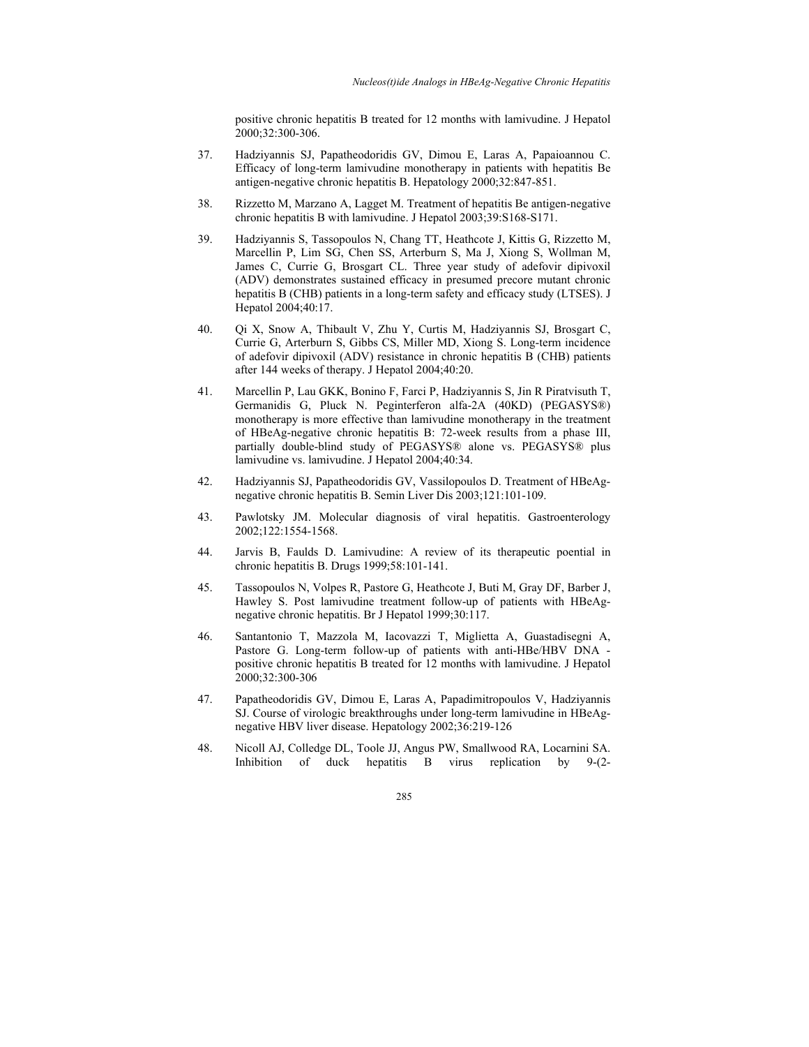positive chronic hepatitis B treated for 12 months with lamivudine. J Hepatol 2000;32:300-306.

37. Hadziyannis SJ, Papatheodoridis GV, Dimou E, Laras A, Papaioannou C. Efficacy of long-term lamivudine monotherapy in patients with hepatitis Be antigen-negative chronic hepatitis B. Hepatology 2000;32:847-851.

38. Rizzetto M, Marzano A, Lagget M. Treatment of hepatitis Be antigen-negative chronic hepatitis B with lamivudine. J Hepatol 2003;39:S168-S171.

39. Hadziyannis S, Tassopoulos N, Chang TT, Heathcote J, Kittis G, Rizzetto M, Marcellin P, Lim SG, Chen SS, Arterburn S, Ma J, Xiong S, Wollman M, James C, Currie G, Brosgart CL. Three year study of adefovir dipivoxil (ADV) demonstrates sustained efficacy in presumed precore mutant chronic hepatitis B (CHB) patients in a long-term safety and efficacy study (LTSES). J Hepatol 2004;40:17.

40. Qi X, Snow A, Thibault V, Zhu Y, Curtis M, Hadziyannis SJ, Brosgart C, Currie G, Arterburn S, Gibbs CS, Miller MD, Xiong S. Long-term incidence of adefovir dipivoxil (ADV) resistance in chronic hepatitis B (CHB) patients after 144 weeks of therapy. J Hepatol 2004;40:20.

41. Marcellin P, Lau GKK, Bonino F, Farci P, Hadziyannis S, Jin R Piratvisuth T, Germanidis G, Pluck N. Peginterferon alfa-2A (40KD) (PEGASYS®) monotherapy is more effective than lamivudine monotherapy in the treatment of HBeAg-negative chronic hepatitis B: 72-week results from a phase III, partially double-blind study of PEGASYS® alone vs. PEGASYS® plus lamivudine vs. lamivudine. J Hepatol 2004;40:34.

42. Hadziyannis SJ, Papatheodoridis GV, Vassilopoulos D. Treatment of HBeAg-negative chronic hepatitis B. Semin Liver Dis 2003;121:101-109.

43. Pawlotsky JM. Molecular diagnosis of viral hepatitis. Gastroenterology 2002;122:1554-1568.

44. Jarvis B, Faulds D. Lamivudine: A review of its therapeutic poential in chronic hepatitis B. Drugs 1999;58:101-141.

45. Tassopoulos N, Volpes R, Pastore G, Heathcote J, Buti M, Gray DF, Barber J, Hawley S. Post lamivudine treatment follow-up of patients with HBeAg-negative chronic hepatitis. Br J Hepatol 1999;30:117.

46. Santantonio T, Mazzola M, Iacovazzi T, Miglietta A, Guastadisegni A, Pastore G. Long-term follow-up of patients with anti-HBe/HBV DNA - positive chronic hepatitis B treated for 12 months with lamivudine. J Hepatol 2000;32:300-306

47. Papatheodoridis GV, Dimou E, Laras A, Papadimitropoulos V, Hadziyannis SJ. Course of virologic breakthroughs under long-term lamivudine in HBeAg-negative HBV liver disease. Hepatology 2002;36:219-126

48. Nicoll AJ, Colledge DL, Toole JJ, Angus PW, Smallwood RA, Locarnini SA. Inhibition of duck hepatitis B virus replication by 9-(2-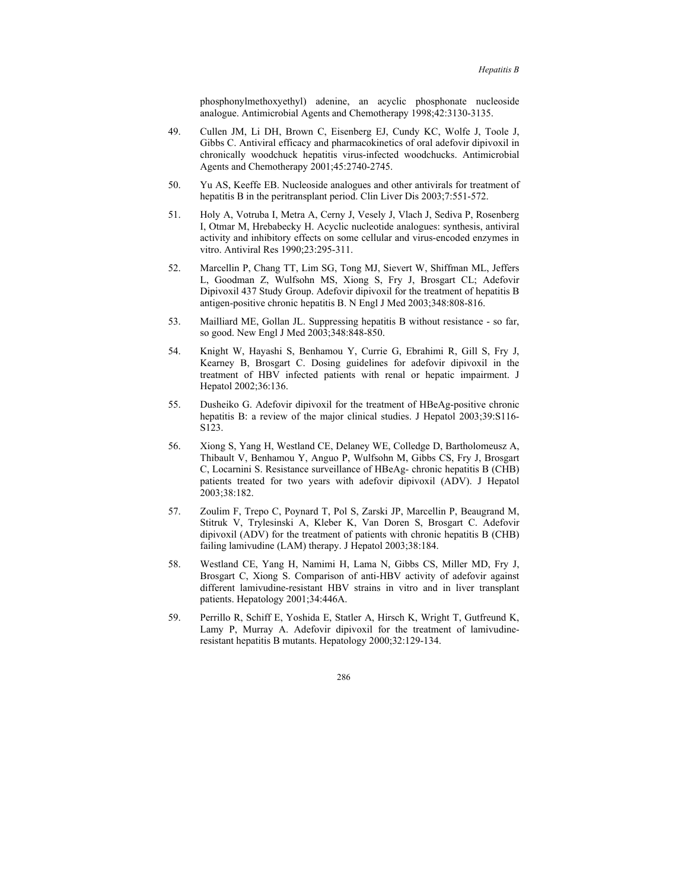phosphonylmethoxyethyl) adenine, an acyclic phosphonate nucleoside analogue. Antimicrobial Agents and Chemotherapy 1998;42:3130-3135.

49. Cullen JM, Li DH, Brown C, Eisenberg EJ, Cundy KC, Wolfe J, Toole J, Gibbs C. Antiviral efficacy and pharmacokinetics of oral adefovir dipivoxil in chronically woodchuck hepatitis virus-infected woodchucks. Antimicrobial Agents and Chemotherapy 2001;45:2740-2745.

50. Yu AS, Keeffe EB. Nucleoside analogues and other antivirals for treatment of hepatitis B in the peritransplant period. Clin Liver Dis 2003;7:551-572.

51. Holy A, Votruba I, Metra A, Cerny J, Vesely J, Vlach J, Sediva P, Rosenberg I, Otmar M, Hrebabecky H. Acyclic nucleotide analogues: synthesis, antiviral activity and inhibitory effects on some cellular and virus-encoded enzymes in vitro. Antiviral Res 1990;23:295-311.

52. Marcellin P, Chang TT, Lim SG, Tong MJ, Sievert W, Shiffman ML, Jeffers L, Goodman Z, Wulfsohn MS, Xiong S, Fry J, Brosgart CL; Adefovir Dipivoxil 437 Study Group. Adefovir dipivoxil for the treatment of hepatitis B antigen-positive chronic hepatitis B. N Engl J Med 2003;348:808-816.

53. Mailliard ME, Gollan JL. Suppressing hepatitis B without resistance - so far, so good. New Engl J Med 2003;348:848-850.

54. Knight W, Hayashi S, Benhamou Y, Currie G, Ebrahimi R, Gill S, Fry J, Kearney B, Brosgart C. Dosing guidelines for adefovir dipivoxil in the treatment of HBV infected patients with renal or hepatic impairment. J Hepatol 2002;36:136.

55. Dusheiko G. Adefovir dipivoxil for the treatment of HBeAg-positive chronic hepatitis B: a review of the major clinical studies. J Hepatol 2003;39:S116-S123.

56. Xiong S, Yang H, Westland CE, Delaney WE, Colledge D, Bartholomeusz A, Thibault V, Benhamou Y, Anguo P, Wulfsohn M, Gibbs CS, Fry J, Brosgart C, Locarnini S. Resistance surveillance of HBeAg- chronic hepatitis B (CHB) patients treated for two years with adefovir dipivoxil (ADV). J Hepatol 2003;38:182.

57. Zoulim F, Trepo C, Poynard T, Pol S, Zarski JP, Marcellin P, Beaugrand M, Stitruk V, Trylesinski A, Kleber K, Van Doren S, Brosgart C. Adefovir dipivoxil (ADV) for the treatment of patients with chronic hepatitis B (CHB) failing lamivudine (LAM) therapy. J Hepatol 2003;38:184.

58. Westland CE, Yang H, Namimi H, Lama N, Gibbs CS, Miller MD, Fry J, Brosgart C, Xiong S. Comparison of anti-HBV activity of adefovir against different lamivudine-resistant HBV strains in vitro and in liver transplant patients. Hepatology 2001;34:446A.

59. Perrillo R, Schiff E, Yoshida E, Statler A, Hirsch K, Wright T, Gutfreund K, Lamy P, Murray A. Adefovir dipivoxil for the treatment of lamivudine-resistant hepatitis B mutants. Hepatology 2000;32:129-134.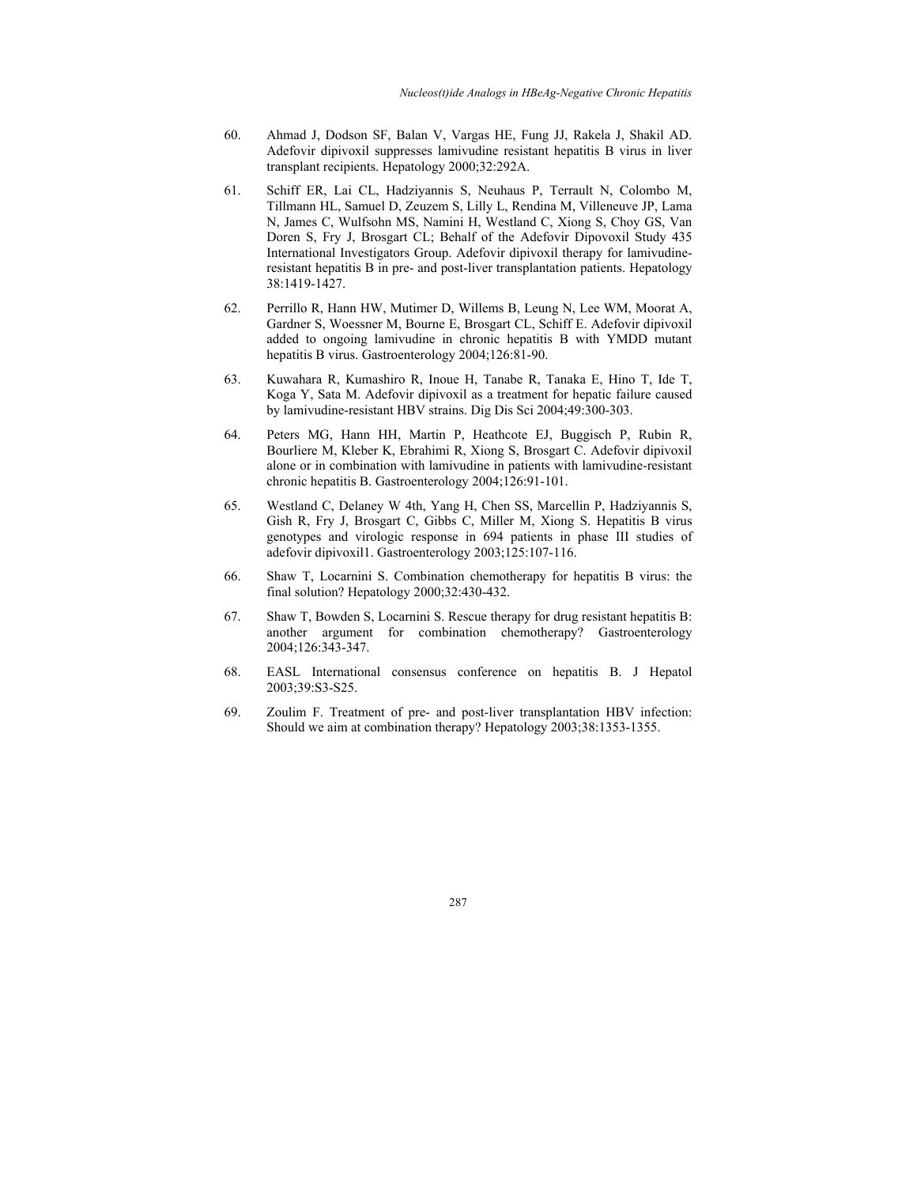60. Ahmad J, Dodson SF, Balan V, Vargas HE, Fung JJ, Rakela J, Shakil AD. Adefovir dipivoxil suppresses lamivudine resistant hepatitis B virus in liver transplant recipients. Hepatology 2000;32:292A.

61. Schiff ER, Lai CL, Hadziyannis S, Neuhaus P, Terrault N, Colombo M, Tillmann HL, Samuel D, Zeuzem S, Lilly L, Rendina M, Villeneuve JP, Lama N, James C, Wulfsohn MS, Namini H, Westland C, Xiong S, Choy GS, Van Doren S, Fry J, Brosgart CL; Behalf of the Adefovir Dipovoxil Study 435 International Investigators Group. Adefovir dipivoxil therapy for lamivudine-resistant hepatitis B in pre- and post-liver transplantation patients. Hepatology 38:1419-1427.

62. Perrillo R, Hann HW, Mutimer D, Willems B, Leung N, Lee WM, Moorat A, Gardner S, Woessner M, Bourne E, Brosgart CL, Schiff E. Adefovir dipivoxil added to ongoing lamivudine in chronic hepatitis B with YMDD mutant hepatitis B virus. Gastroenterology 2004;126:81-90.

63. Kuwahara R, Kumashiro R, Inoue H, Tanabe R, Tanaka E, Hino T, Ide T, Koga Y, Sata M. Adefovir dipivoxil as a treatment for hepatic failure caused by lamivudine-resistant HBV strains. Dig Dis Sci 2004;49:300-303.

64. Peters MG, Hann HH, Martin P, Heathcote EJ, Buggisch P, Rubin R, Bourliere M, Kleber K, Ebrahimi R, Xiong S, Brosgart C. Adefovir dipivoxil alone or in combination with lamivudine in patients with lamivudine-resistant chronic hepatitis B. Gastroenterology 2004;126:91-101.

65. Westland C, Delaney W 4th, Yang H, Chen SS, Marcellin P, Hadziyannis S, Gish R, Fry J, Brosgart C, Gibbs C, Miller M, Xiong S. Hepatitis B virus genotypes and virologic response in 694 patients in phase III studies of adefovir dipivoxil1. Gastroenterology 2003;125:107-116.

66. Shaw T, Locarnini S. Combination chemotherapy for hepatitis B virus: the final solution? Hepatology 2000;32:430-432.

67. Shaw T, Bowden S, Locarnini S. Rescue therapy for drug resistant hepatitis B: another argument for combination chemotherapy? Gastroenterology 2004;126:343-347.

68. EASL International consensus conference on hepatitis B. J Hepatol 2003;39:S3-S25.

69. Zoulim F. Treatment of pre- and post-liver transplantation HBV infection: Should we aim at combination therapy? Hepatology 2003;38:1353-1355.